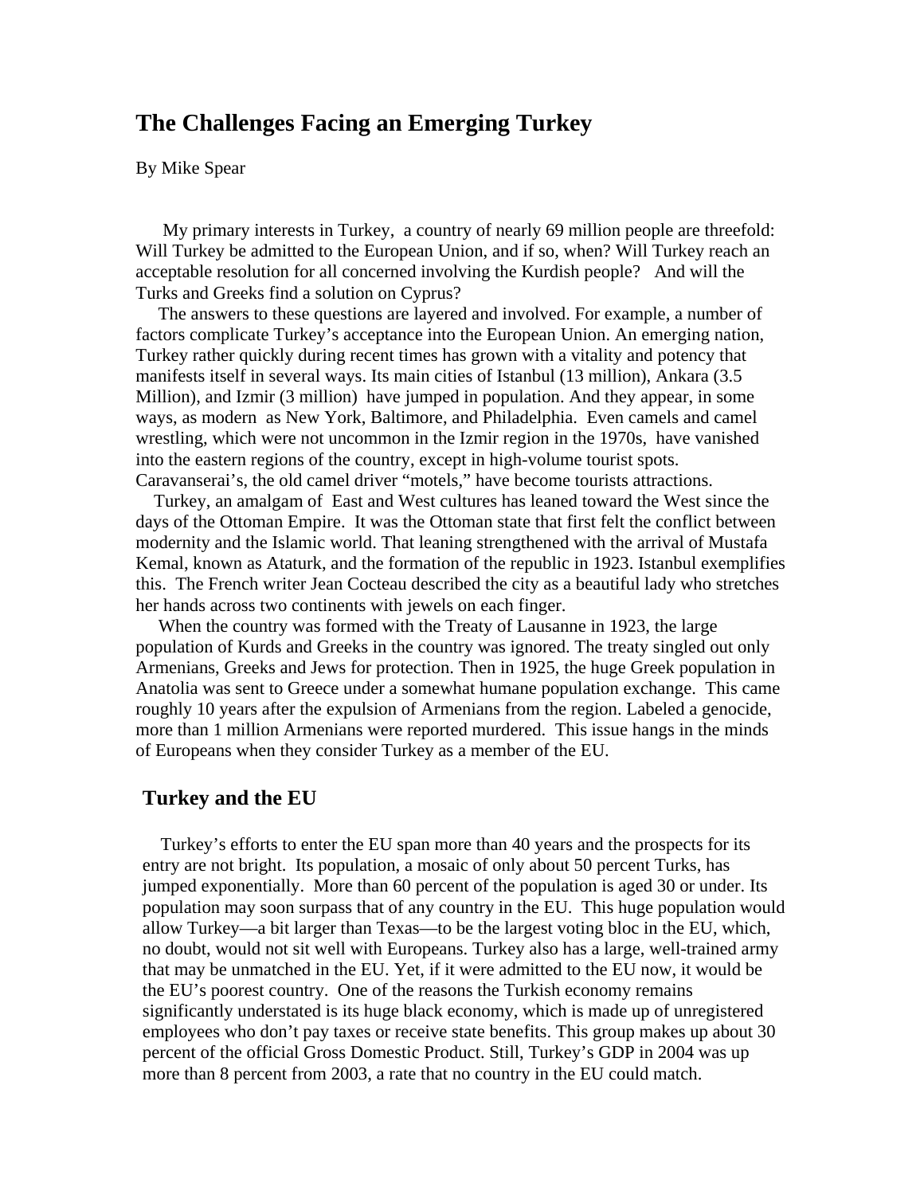# The Challenges Facing an Emerging Turkey

By Mike Spear

My primary interests in Turkey, a country of nearly 69 million people are threefold: Will Turkey be admitted to the European Union, and if so, when? Will Turkey reach an acceptable resolution for all concerned involving the Kurdish people? And will the Turks and Greeks find a solution on Cyprus?

The answers to these questions are layered and involved. For example, a number of factors complicate Turkey's acceptance into the European Union. An emerging nation, Turkey rather quickly during recent times has grown with a vitality and potency that manifests itself in several ways. Its main cities of Istanbul (13 million), Ankara (3.5 Million), and Izmir (3 million) have jumped in population. And they appear, in some ways, as modern as New York, Baltimore, and Philadelphia. Even camels and camel wrestling, which were not uncommon in the Izmir region in the 1970s, have vanished into the eastern regions of the country, except in high-volume tourist spots. Caravanserai's, the old camel driver "motels," have become tourists attractions.

Turkey, an amalgam of East and West cultures has leaned toward the West since the days of the Ottoman Empire. It was the Ottoman state that first felt the conflict between modernity and the Islamic world. That leaning strengthened with the arrival of Mustafa Kemal, known as Ataturk, and the formation of the republic in 1923. Istanbul exemplifies this. The French writer Jean Cocteau described the city as a beautiful lady who stretches her hands across two continents with jewels on each finger.

When the country was formed with the Treaty of Lausanne in 1923, the large population of Kurds and Greeks in the country was ignored. The treaty singled out only Armenians, Greeks and Jews for protection. Then in 1925, the huge Greek population in Anatolia was sent to Greece under a somewhat humane population exchange. This came roughly 10 years after the expulsion of Armenians from the region. Labeled a genocide, more than 1 million Armenians were reported murdered. This issue hangs in the minds of Europeans when they consider Turkey as a member of the EU.

## Turkey and the EU

Turkey's efforts to enter the EU span more than 40 years and the prospects for its entry are not bright. Its population, a mosaic of only about 50 percent Turks, has jumped exponentially. More than 60 percent of the population is aged 30 or under. Its population may soon surpass that of any country in the EU. This huge population would allow Turkey—a bit larger than Texas—to be the largest voting bloc in the EU, which, no doubt, would not sit well with Europeans. Turkey also has a large, well-trained army that may be unmatched in the EU. Yet, if it were admitted to the EU now, it would be the EU's poorest country. One of the reasons the Turkish economy remains significantly understated is its huge black economy, which is made up of unregistered employees who don't pay taxes or receive state benefits. This group makes up about 30 percent of the official Gross Domestic Product. Still, Turkey's GDP in 2004 was up more than 8 percent from 2003, a rate that no country in the EU could match.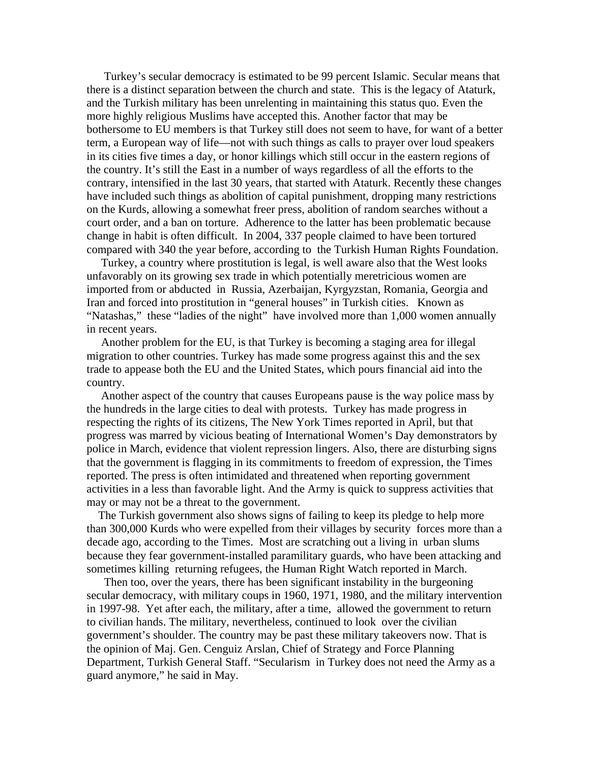Turkey's secular democracy is estimated to be 99 percent Islamic. Secular means that there is a distinct separation between the church and state. This is the legacy of Ataturk, and the Turkish military has been unrelenting in maintaining this status quo. Even the more highly religious Muslims have accepted this. Another factor that may be bothersome to EU members is that Turkey still does not seem to have, for want of a better term, a European way of life—not with such things as calls to prayer over loud speakers in its cities five times a day, or honor killings which still occur in the eastern regions of the country. It's still the East in a number of ways regardless of all the efforts to the contrary, intensified in the last 30 years, that started with Ataturk. Recently these changes have included such things as abolition of capital punishment, dropping many restrictions on the Kurds, allowing a somewhat freer press, abolition of random searches without a court order, and a ban on torture. Adherence to the latter has been problematic because change in habit is often difficult. In 2004, 337 people claimed to have been tortured compared with 340 the year before, according to the Turkish Human Rights Foundation.

Turkey, a country where prostitution is legal, is well aware also that the West looks unfavorably on its growing sex trade in which potentially meretricious women are imported from or abducted in Russia, Azerbaijan, Kyrgyzstan, Romania, Georgia and Iran and forced into prostitution in "general houses" in Turkish cities. Known as "Natashas," these "ladies of the night" have involved more than 1,000 women annually in recent years.

Another problem for the EU, is that Turkey is becoming a staging area for illegal migration to other countries. Turkey has made some progress against this and the sex trade to appease both the EU and the United States, which pours financial aid into the country.

Another aspect of the country that causes Europeans pause is the way police mass by the hundreds in the large cities to deal with protests. Turkey has made progress in respecting the rights of its citizens, The New York Times reported in April, but that progress was marred by vicious beating of International Women's Day demonstrators by police in March, evidence that violent repression lingers. Also, there are disturbing signs that the government is flagging in its commitments to freedom of expression, the Times reported. The press is often intimidated and threatened when reporting government activities in a less than favorable light. And the Army is quick to suppress activities that may or may not be a threat to the government.

The Turkish government also shows signs of failing to keep its pledge to help more than 300,000 Kurds who were expelled from their villages by security forces more than a decade ago, according to the Times. Most are scratching out a living in urban slums because they fear government-installed paramilitary guards, who have been attacking and sometimes killing returning refugees, the Human Right Watch reported in March.

Then too, over the years, there has been significant instability in the burgeoning secular democracy, with military coups in 1960, 1971, 1980, and the military intervention in 1997-98. Yet after each, the military, after a time, allowed the government to return to civilian hands. The military, nevertheless, continued to look over the civilian government's shoulder. The country may be past these military takeovers now. That is the opinion of Maj. Gen. Cenguiz Arslan, Chief of Strategy and Force Planning Department, Turkish General Staff. "Secularism in Turkey does not need the Army as a guard anymore," he said in May.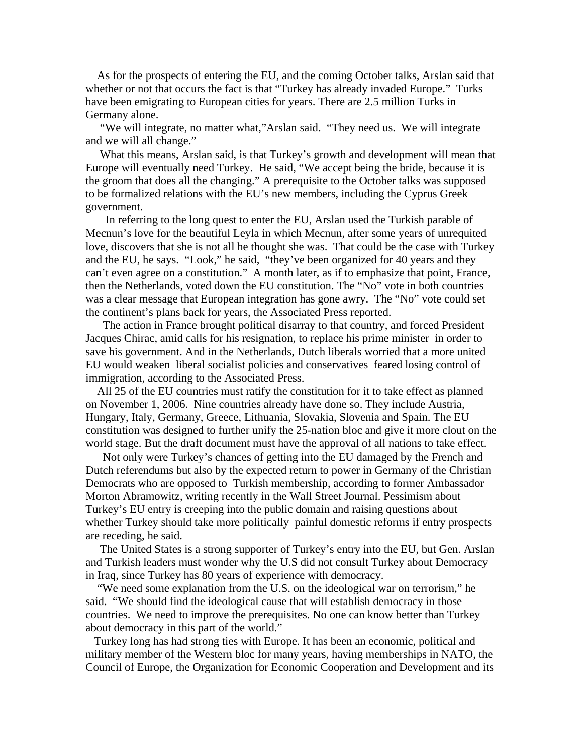As for the prospects of entering the EU, and the coming October talks, Arslan said that whether or not that occurs the fact is that "Turkey has already invaded Europe." Turks have been emigrating to European cities for years. There are 2.5 million Turks in Germany alone.

"We will integrate, no matter what,"Arslan said. "They need us. We will integrate and we will all change."

What this means, Arslan said, is that Turkey's growth and development will mean that Europe will eventually need Turkey. He said, "We accept being the bride, because it is the groom that does all the changing." A prerequisite to the October talks was supposed to be formalized relations with the EU's new members, including the Cyprus Greek government.

In referring to the long quest to enter the EU, Arslan used the Turkish parable of Mecnun's love for the beautiful Leyla in which Mecnun, after some years of unrequited love, discovers that she is not all he thought she was. That could be the case with Turkey and the EU, he says. "Look," he said, "they've been organized for 40 years and they can't even agree on a constitution." A month later, as if to emphasize that point, France, then the Netherlands, voted down the EU constitution. The "No" vote in both countries was a clear message that European integration has gone awry. The "No" vote could set the continent's plans back for years, the Associated Press reported.

The action in France brought political disarray to that country, and forced President Jacques Chirac, amid calls for his resignation, to replace his prime minister in order to save his government. And in the Netherlands, Dutch liberals worried that a more united EU would weaken liberal socialist policies and conservatives feared losing control of immigration, according to the Associated Press.

All 25 of the EU countries must ratify the constitution for it to take effect as planned on November 1, 2006. Nine countries already have done so. They include Austria, Hungary, Italy, Germany, Greece, Lithuania, Slovakia, Slovenia and Spain. The EU constitution was designed to further unify the 25-nation bloc and give it more clout on the world stage. But the draft document must have the approval of all nations to take effect.

Not only were Turkey's chances of getting into the EU damaged by the French and Dutch referendums but also by the expected return to power in Germany of the Christian Democrats who are opposed to Turkish membership, according to former Ambassador Morton Abramowitz, writing recently in the Wall Street Journal. Pessimism about Turkey's EU entry is creeping into the public domain and raising questions about whether Turkey should take more politically painful domestic reforms if entry prospects are receding, he said.

The United States is a strong supporter of Turkey's entry into the EU, but Gen. Arslan and Turkish leaders must wonder why the U.S did not consult Turkey about Democracy in Iraq, since Turkey has 80 years of experience with democracy.

"We need some explanation from the U.S. on the ideological war on terrorism," he said. "We should find the ideological cause that will establish democracy in those countries. We need to improve the prerequisites. No one can know better than Turkey about democracy in this part of the world."

Turkey long has had strong ties with Europe. It has been an economic, political and military member of the Western bloc for many years, having memberships in NATO, the Council of Europe, the Organization for Economic Cooperation and Development and its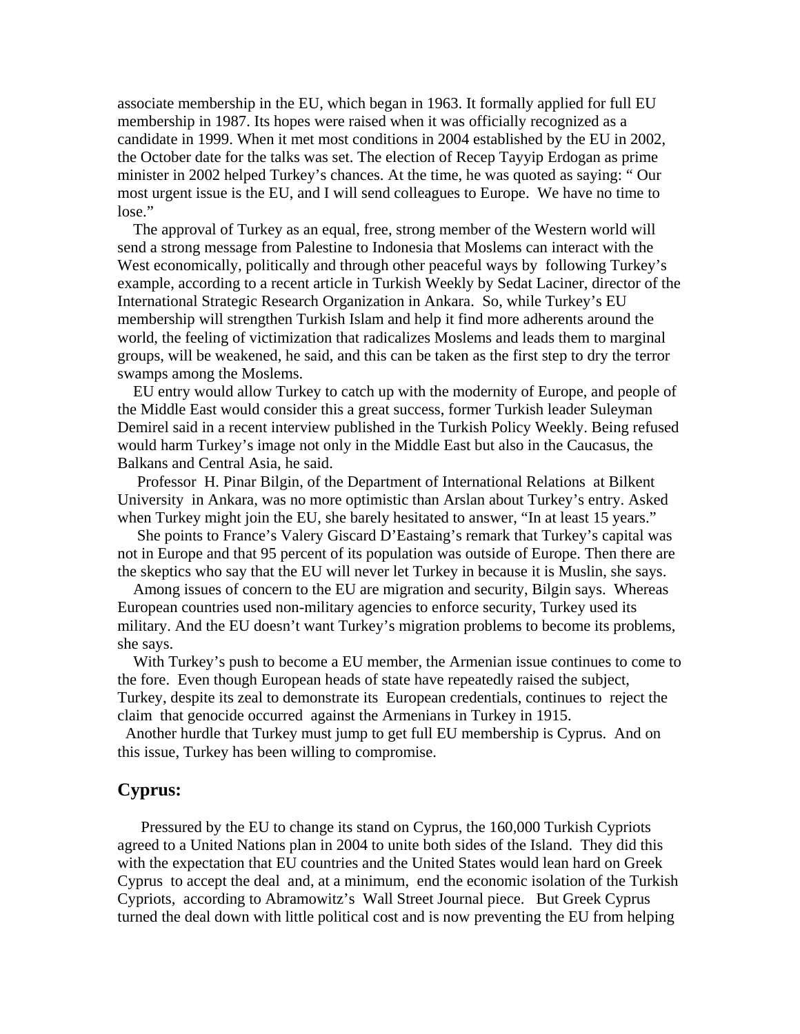associate membership in the EU, which began in 1963. It formally applied for full EU membership in 1987. Its hopes were raised when it was officially recognized as a candidate in 1999. When it met most conditions in 2004 established by the EU in 2002, the October date for the talks was set. The election of Recep Tayyip Erdogan as prime minister in 2002 helped Turkey's chances. At the time, he was quoted as saying: " Our most urgent issue is the EU, and I will send colleagues to Europe. We have no time to lose."

The approval of Turkey as an equal, free, strong member of the Western world will send a strong message from Palestine to Indonesia that Moslems can interact with the West economically, politically and through other peaceful ways by following Turkey's example, according to a recent article in Turkish Weekly by Sedat Laciner, director of the International Strategic Research Organization in Ankara. So, while Turkey's EU membership will strengthen Turkish Islam and help it find more adherents around the world, the feeling of victimization that radicalizes Moslems and leads them to marginal groups, will be weakened, he said, and this can be taken as the first step to dry the terror swamps among the Moslems.

EU entry would allow Turkey to catch up with the modernity of Europe, and people of the Middle East would consider this a great success, former Turkish leader Suleyman Demirel said in a recent interview published in the Turkish Policy Weekly. Being refused would harm Turkey's image not only in the Middle East but also in the Caucasus, the Balkans and Central Asia, he said.

Professor H. Pinar Bilgin, of the Department of International Relations at Bilkent University in Ankara, was no more optimistic than Arslan about Turkey's entry. Asked when Turkey might join the EU, she barely hesitated to answer, "In at least 15 years."

She points to France's Valery Giscard D'Eastaing's remark that Turkey's capital was not in Europe and that 95 percent of its population was outside of Europe. Then there are the skeptics who say that the EU will never let Turkey in because it is Muslin, she says.

Among issues of concern to the EU are migration and security, Bilgin says. Whereas European countries used non-military agencies to enforce security, Turkey used its military. And the EU doesn't want Turkey's migration problems to become its problems, she says.

With Turkey's push to become a EU member, the Armenian issue continues to come to the fore. Even though European heads of state have repeatedly raised the subject, Turkey, despite its zeal to demonstrate its European credentials, continues to reject the claim that genocide occurred against the Armenians in Turkey in 1915.

Another hurdle that Turkey must jump to get full EU membership is Cyprus. And on this issue, Turkey has been willing to compromise.

## Cyprus:

Pressured by the EU to change its stand on Cyprus, the 160,000 Turkish Cypriots agreed to a United Nations plan in 2004 to unite both sides of the Island. They did this with the expectation that EU countries and the United States would lean hard on Greek Cyprus to accept the deal and, at a minimum, end the economic isolation of the Turkish Cypriots, according to Abramowitz's Wall Street Journal piece. But Greek Cyprus turned the deal down with little political cost and is now preventing the EU from helping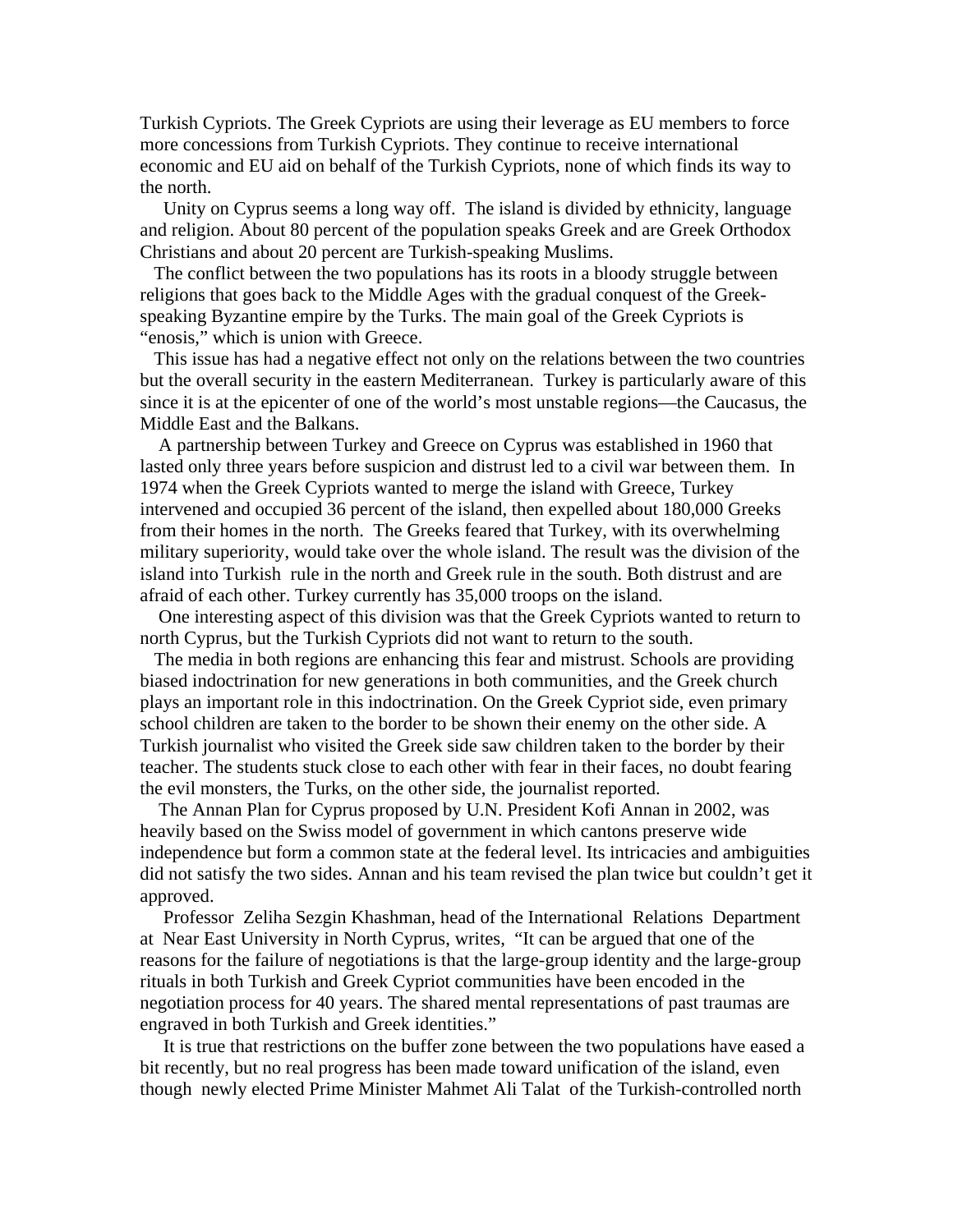Turkish Cypriots. The Greek Cypriots are using their leverage as EU members to force more concessions from Turkish Cypriots. They continue to receive international economic and EU aid on behalf of the Turkish Cypriots, none of which finds its way to the north.

Unity on Cyprus seems a long way off. The island is divided by ethnicity, language and religion. About 80 percent of the population speaks Greek and are Greek Orthodox Christians and about 20 percent are Turkish-speaking Muslims.

The conflict between the two populations has its roots in a bloody struggle between religions that goes back to the Middle Ages with the gradual conquest of the Greek-speaking Byzantine empire by the Turks. The main goal of the Greek Cypriots is "enosis," which is union with Greece.

This issue has had a negative effect not only on the relations between the two countries but the overall security in the eastern Mediterranean. Turkey is particularly aware of this since it is at the epicenter of one of the world's most unstable regions—the Caucasus, the Middle East and the Balkans.

A partnership between Turkey and Greece on Cyprus was established in 1960 that lasted only three years before suspicion and distrust led to a civil war between them. In 1974 when the Greek Cypriots wanted to merge the island with Greece, Turkey intervened and occupied 36 percent of the island, then expelled about 180,000 Greeks from their homes in the north. The Greeks feared that Turkey, with its overwhelming military superiority, would take over the whole island. The result was the division of the island into Turkish rule in the north and Greek rule in the south. Both distrust and are afraid of each other. Turkey currently has 35,000 troops on the island.

One interesting aspect of this division was that the Greek Cypriots wanted to return to north Cyprus, but the Turkish Cypriots did not want to return to the south.

The media in both regions are enhancing this fear and mistrust. Schools are providing biased indoctrination for new generations in both communities, and the Greek church plays an important role in this indoctrination. On the Greek Cypriot side, even primary school children are taken to the border to be shown their enemy on the other side. A Turkish journalist who visited the Greek side saw children taken to the border by their teacher. The students stuck close to each other with fear in their faces, no doubt fearing the evil monsters, the Turks, on the other side, the journalist reported.

The Annan Plan for Cyprus proposed by U.N. President Kofi Annan in 2002, was heavily based on the Swiss model of government in which cantons preserve wide independence but form a common state at the federal level. Its intricacies and ambiguities did not satisfy the two sides. Annan and his team revised the plan twice but couldn't get it approved.

Professor Zeliha Sezgin Khashman, head of the International Relations Department at Near East University in North Cyprus, writes, "It can be argued that one of the reasons for the failure of negotiations is that the large-group identity and the large-group rituals in both Turkish and Greek Cypriot communities have been encoded in the negotiation process for 40 years. The shared mental representations of past traumas are engraved in both Turkish and Greek identities."

It is true that restrictions on the buffer zone between the two populations have eased a bit recently, but no real progress has been made toward unification of the island, even though newly elected Prime Minister Mahmet Ali Talat of the Turkish-controlled north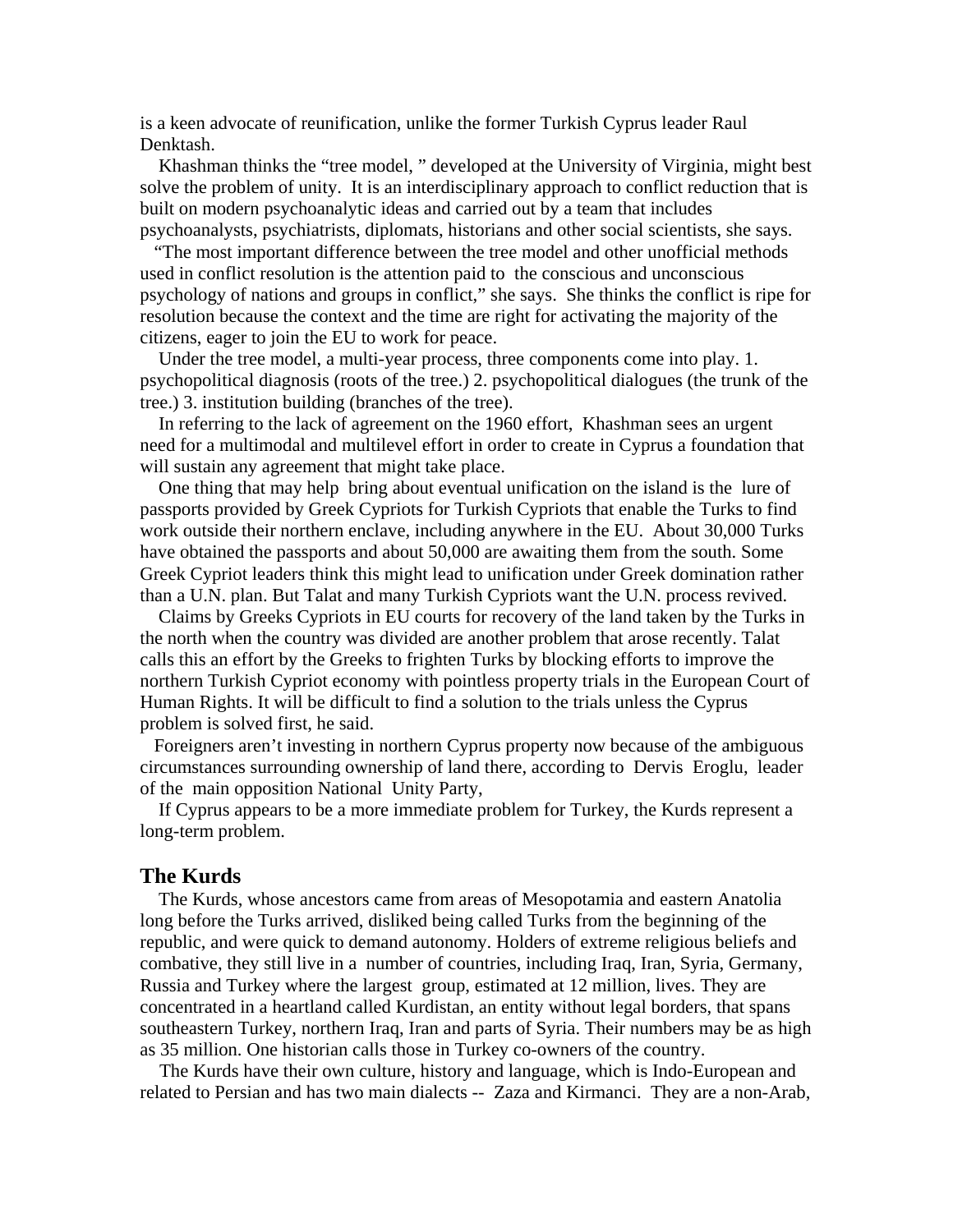is a keen advocate of reunification, unlike the former Turkish Cyprus leader Raul Denktash.

Khashman thinks the "tree model, " developed at the University of Virginia, might best solve the problem of unity. It is an interdisciplinary approach to conflict reduction that is built on modern psychoanalytic ideas and carried out by a team that includes psychoanalysts, psychiatrists, diplomats, historians and other social scientists, she says.

"The most important difference between the tree model and other unofficial methods used in conflict resolution is the attention paid to the conscious and unconscious psychology of nations and groups in conflict," she says. She thinks the conflict is ripe for resolution because the context and the time are right for activating the majority of the citizens, eager to join the EU to work for peace.

Under the tree model, a multi-year process, three components come into play. 1. psychopolitical diagnosis (roots of the tree.) 2. psychopolitical dialogues (the trunk of the tree.) 3. institution building (branches of the tree).

In referring to the lack of agreement on the 1960 effort, Khashman sees an urgent need for a multimodal and multilevel effort in order to create in Cyprus a foundation that will sustain any agreement that might take place.

One thing that may help bring about eventual unification on the island is the lure of passports provided by Greek Cypriots for Turkish Cypriots that enable the Turks to find work outside their northern enclave, including anywhere in the EU. About 30,000 Turks have obtained the passports and about 50,000 are awaiting them from the south. Some Greek Cypriot leaders think this might lead to unification under Greek domination rather than a U.N. plan. But Talat and many Turkish Cypriots want the U.N. process revived.

Claims by Greeks Cypriots in EU courts for recovery of the land taken by the Turks in the north when the country was divided are another problem that arose recently. Talat calls this an effort by the Greeks to frighten Turks by blocking efforts to improve the northern Turkish Cypriot economy with pointless property trials in the European Court of Human Rights. It will be difficult to find a solution to the trials unless the Cyprus problem is solved first, he said.

Foreigners aren't investing in northern Cyprus property now because of the ambiguous circumstances surrounding ownership of land there, according to Dervis Eroglu, leader of the main opposition National Unity Party,

If Cyprus appears to be a more immediate problem for Turkey, the Kurds represent a long-term problem.

## The Kurds

The Kurds, whose ancestors came from areas of Mesopotamia and eastern Anatolia long before the Turks arrived, disliked being called Turks from the beginning of the republic, and were quick to demand autonomy. Holders of extreme religious beliefs and combative, they still live in a number of countries, including Iraq, Iran, Syria, Germany, Russia and Turkey where the largest group, estimated at 12 million, lives. They are concentrated in a heartland called Kurdistan, an entity without legal borders, that spans southeastern Turkey, northern Iraq, Iran and parts of Syria. Their numbers may be as high as 35 million. One historian calls those in Turkey co-owners of the country.

The Kurds have their own culture, history and language, which is Indo-European and related to Persian and has two main dialects -- Zaza and Kirmanci. They are a non-Arab,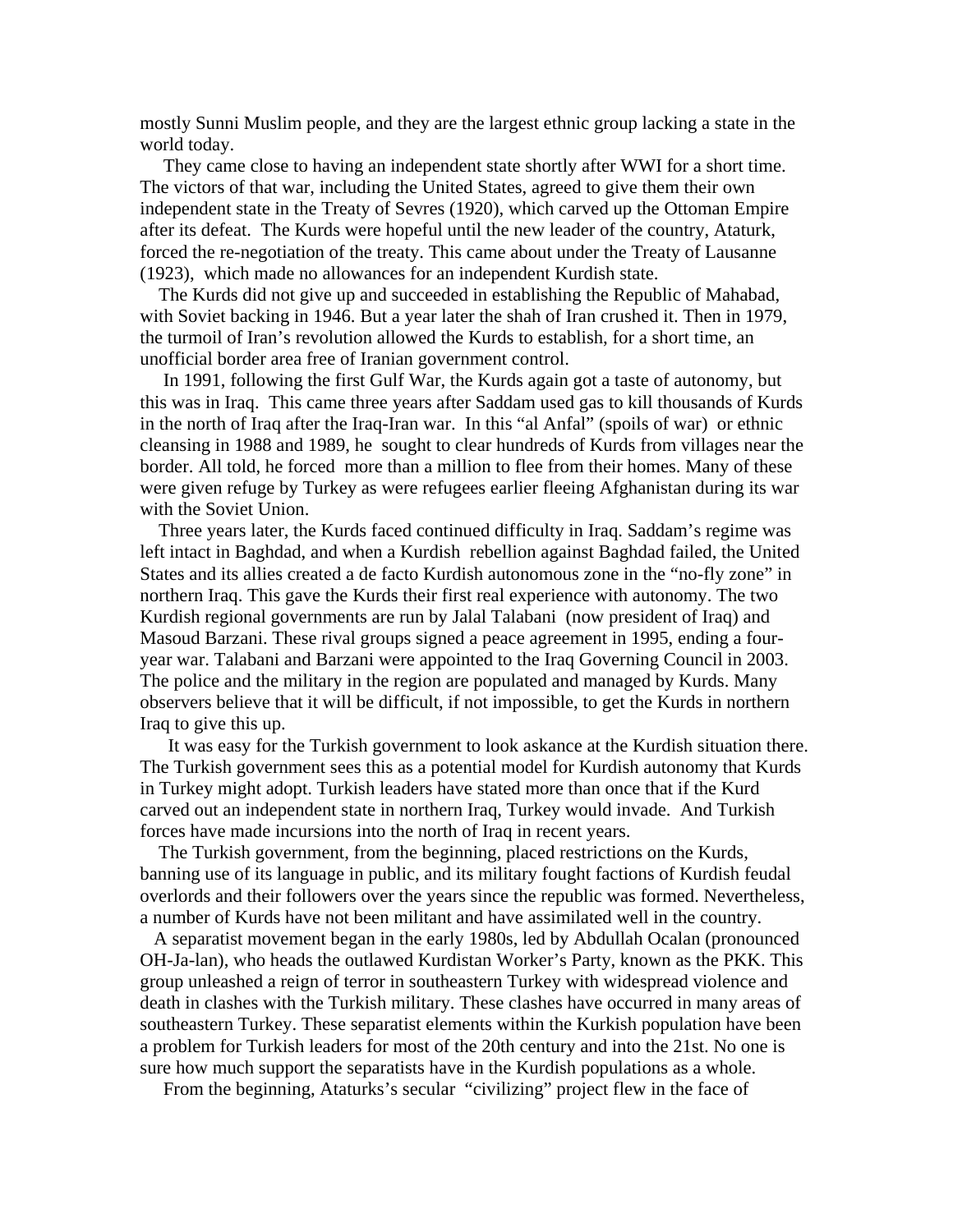mostly Sunni Muslim people, and they are the largest ethnic group lacking a state in the world today.

They came close to having an independent state shortly after WWI for a short time. The victors of that war, including the United States, agreed to give them their own independent state in the Treaty of Sevres (1920), which carved up the Ottoman Empire after its defeat. The Kurds were hopeful until the new leader of the country, Ataturk, forced the re-negotiation of the treaty. This came about under the Treaty of Lausanne (1923), which made no allowances for an independent Kurdish state.

The Kurds did not give up and succeeded in establishing the Republic of Mahabad, with Soviet backing in 1946. But a year later the shah of Iran crushed it. Then in 1979, the turmoil of Iran's revolution allowed the Kurds to establish, for a short time, an unofficial border area free of Iranian government control.

In 1991, following the first Gulf War, the Kurds again got a taste of autonomy, but this was in Iraq. This came three years after Saddam used gas to kill thousands of Kurds in the north of Iraq after the Iraq-Iran war. In this "al Anfal" (spoils of war) or ethnic cleansing in 1988 and 1989, he sought to clear hundreds of Kurds from villages near the border. All told, he forced more than a million to flee from their homes. Many of these were given refuge by Turkey as were refugees earlier fleeing Afghanistan during its war with the Soviet Union.

Three years later, the Kurds faced continued difficulty in Iraq. Saddam's regime was left intact in Baghdad, and when a Kurdish rebellion against Baghdad failed, the United States and its allies created a de facto Kurdish autonomous zone in the "no-fly zone" in northern Iraq. This gave the Kurds their first real experience with autonomy. The two Kurdish regional governments are run by Jalal Talabani (now president of Iraq) and Masoud Barzani. These rival groups signed a peace agreement in 1995, ending a four-year war. Talabani and Barzani were appointed to the Iraq Governing Council in 2003. The police and the military in the region are populated and managed by Kurds. Many observers believe that it will be difficult, if not impossible, to get the Kurds in northern Iraq to give this up.

It was easy for the Turkish government to look askance at the Kurdish situation there. The Turkish government sees this as a potential model for Kurdish autonomy that Kurds in Turkey might adopt. Turkish leaders have stated more than once that if the Kurd carved out an independent state in northern Iraq, Turkey would invade. And Turkish forces have made incursions into the north of Iraq in recent years.

The Turkish government, from the beginning, placed restrictions on the Kurds, banning use of its language in public, and its military fought factions of Kurdish feudal overlords and their followers over the years since the republic was formed. Nevertheless, a number of Kurds have not been militant and have assimilated well in the country.

A separatist movement began in the early 1980s, led by Abdullah Ocalan (pronounced OH-Ja-lan), who heads the outlawed Kurdistan Worker's Party, known as the PKK. This group unleashed a reign of terror in southeastern Turkey with widespread violence and death in clashes with the Turkish military. These clashes have occurred in many areas of southeastern Turkey. These separatist elements within the Kurkish population have been a problem for Turkish leaders for most of the 20th century and into the 21st. No one is sure how much support the separatists have in the Kurdish populations as a whole.

From the beginning, Ataturks's secular "civilizing" project flew in the face of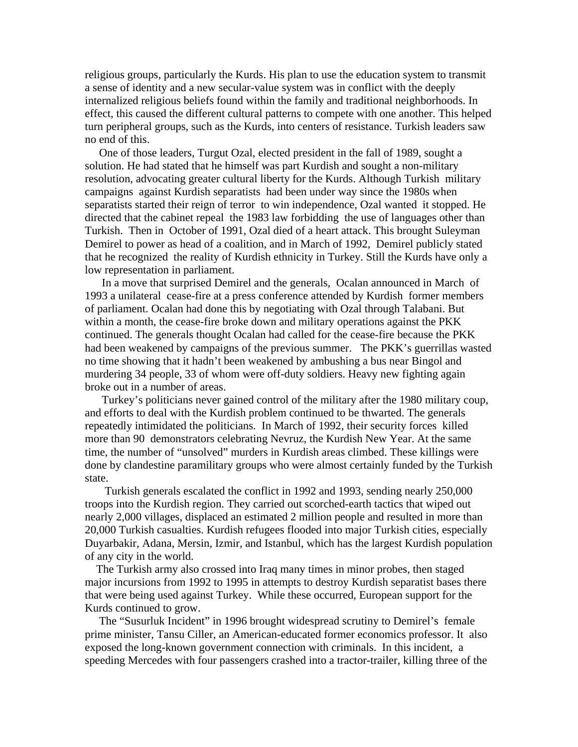religious groups, particularly the Kurds. His plan to use the education system to transmit a sense of identity and a new secular-value system was in conflict with the deeply internalized religious beliefs found within the family and traditional neighborhoods. In effect, this caused the different cultural patterns to compete with one another. This helped turn peripheral groups, such as the Kurds, into centers of resistance. Turkish leaders saw no end of this.

One of those leaders, Turgut Ozal, elected president in the fall of 1989, sought a solution. He had stated that he himself was part Kurdish and sought a non-military resolution, advocating greater cultural liberty for the Kurds. Although Turkish military campaigns against Kurdish separatists had been under way since the 1980s when separatists started their reign of terror to win independence, Ozal wanted it stopped. He directed that the cabinet repeal the 1983 law forbidding the use of languages other than Turkish. Then in October of 1991, Ozal died of a heart attack. This brought Suleyman Demirel to power as head of a coalition, and in March of 1992, Demirel publicly stated that he recognized the reality of Kurdish ethnicity in Turkey. Still the Kurds have only a low representation in parliament.

In a move that surprised Demirel and the generals, Ocalan announced in March of 1993 a unilateral cease-fire at a press conference attended by Kurdish former members of parliament. Ocalan had done this by negotiating with Ozal through Talabani. But within a month, the cease-fire broke down and military operations against the PKK continued. The generals thought Ocalan had called for the cease-fire because the PKK had been weakened by campaigns of the previous summer. The PKK's guerrillas wasted no time showing that it hadn't been weakened by ambushing a bus near Bingol and murdering 34 people, 33 of whom were off-duty soldiers. Heavy new fighting again broke out in a number of areas.

Turkey's politicians never gained control of the military after the 1980 military coup, and efforts to deal with the Kurdish problem continued to be thwarted. The generals repeatedly intimidated the politicians. In March of 1992, their security forces killed more than 90 demonstrators celebrating Nevruz, the Kurdish New Year. At the same time, the number of "unsolved" murders in Kurdish areas climbed. These killings were done by clandestine paramilitary groups who were almost certainly funded by the Turkish state.

Turkish generals escalated the conflict in 1992 and 1993, sending nearly 250,000 troops into the Kurdish region. They carried out scorched-earth tactics that wiped out nearly 2,000 villages, displaced an estimated 2 million people and resulted in more than 20,000 Turkish casualties. Kurdish refugees flooded into major Turkish cities, especially Duyarbakir, Adana, Mersin, Izmir, and Istanbul, which has the largest Kurdish population of any city in the world.

The Turkish army also crossed into Iraq many times in minor probes, then staged major incursions from 1992 to 1995 in attempts to destroy Kurdish separatist bases there that were being used against Turkey. While these occurred, European support for the Kurds continued to grow.

The "Susurluk Incident" in 1996 brought widespread scrutiny to Demirel's female prime minister, Tansu Ciller, an American-educated former economics professor. It also exposed the long-known government connection with criminals. In this incident, a speeding Mercedes with four passengers crashed into a tractor-trailer, killing three of the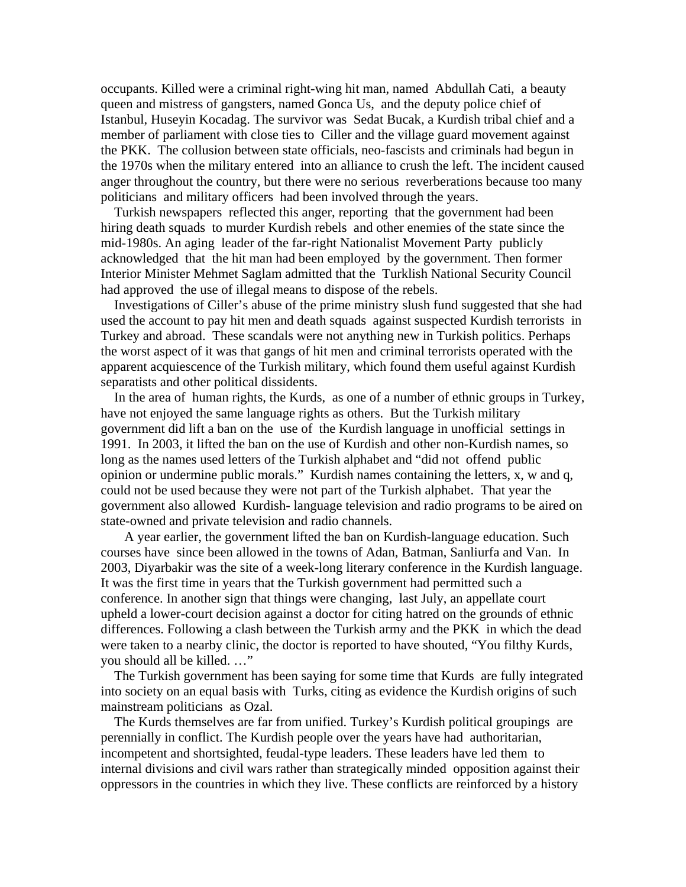occupants. Killed were a criminal right-wing hit man, named Abdullah Cati, a beauty queen and mistress of gangsters, named Gonca Us, and the deputy police chief of Istanbul, Huseyin Kocadag. The survivor was Sedat Bucak, a Kurdish tribal chief and a member of parliament with close ties to Ciller and the village guard movement against the PKK. The collusion between state officials, neo-fascists and criminals had begun in the 1970s when the military entered into an alliance to crush the left. The incident caused anger throughout the country, but there were no serious reverberations because too many politicians and military officers had been involved through the years.

Turkish newspapers reflected this anger, reporting that the government had been hiring death squads to murder Kurdish rebels and other enemies of the state since the mid-1980s. An aging leader of the far-right Nationalist Movement Party publicly acknowledged that the hit man had been employed by the government. Then former Interior Minister Mehmet Saglam admitted that the Turklish National Security Council had approved the use of illegal means to dispose of the rebels.

Investigations of Ciller's abuse of the prime ministry slush fund suggested that she had used the account to pay hit men and death squads against suspected Kurdish terrorists in Turkey and abroad. These scandals were not anything new in Turkish politics. Perhaps the worst aspect of it was that gangs of hit men and criminal terrorists operated with the apparent acquiescence of the Turkish military, which found them useful against Kurdish separatists and other political dissidents.

In the area of human rights, the Kurds, as one of a number of ethnic groups in Turkey, have not enjoyed the same language rights as others. But the Turkish military government did lift a ban on the use of the Kurdish language in unofficial settings in 1991. In 2003, it lifted the ban on the use of Kurdish and other non-Kurdish names, so long as the names used letters of the Turkish alphabet and "did not offend public opinion or undermine public morals." Kurdish names containing the letters, x, w and q, could not be used because they were not part of the Turkish alphabet. That year the government also allowed Kurdish- language television and radio programs to be aired on state-owned and private television and radio channels.

A year earlier, the government lifted the ban on Kurdish-language education. Such courses have since been allowed in the towns of Adan, Batman, Sanliurfa and Van. In 2003, Diyarbakir was the site of a week-long literary conference in the Kurdish language. It was the first time in years that the Turkish government had permitted such a conference. In another sign that things were changing, last July, an appellate court upheld a lower-court decision against a doctor for citing hatred on the grounds of ethnic differences. Following a clash between the Turkish army and the PKK in which the dead were taken to a nearby clinic, the doctor is reported to have shouted, "You filthy Kurds, you should all be killed. …"

The Turkish government has been saying for some time that Kurds are fully integrated into society on an equal basis with Turks, citing as evidence the Kurdish origins of such mainstream politicians as Ozal.

The Kurds themselves are far from unified. Turkey's Kurdish political groupings are perennially in conflict. The Kurdish people over the years have had authoritarian, incompetent and shortsighted, feudal-type leaders. These leaders have led them to internal divisions and civil wars rather than strategically minded opposition against their oppressors in the countries in which they live. These conflicts are reinforced by a history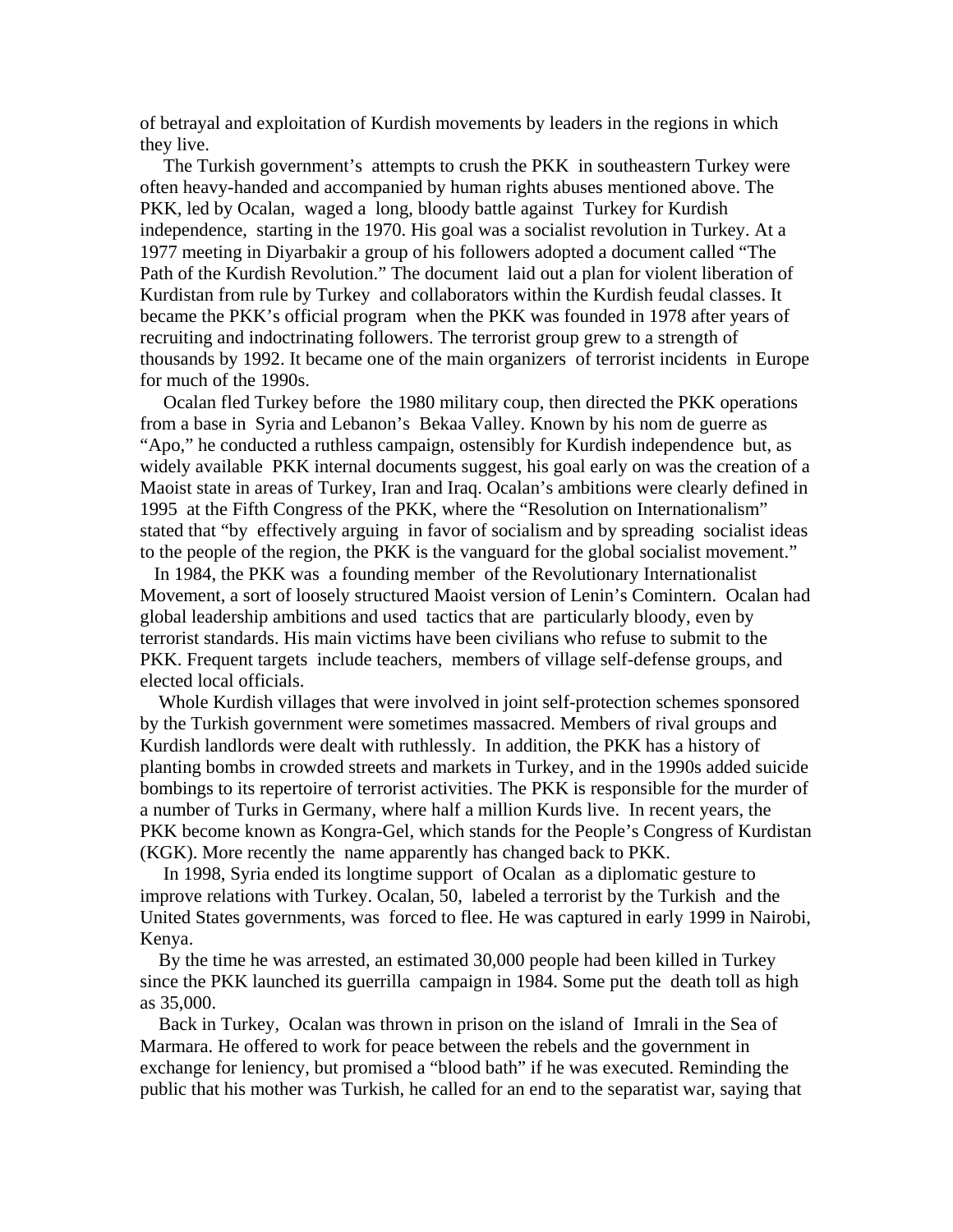of betrayal and exploitation of Kurdish movements by leaders in the regions in which they live.

The Turkish government's attempts to crush the PKK in southeastern Turkey were often heavy-handed and accompanied by human rights abuses mentioned above. The PKK, led by Ocalan, waged a long, bloody battle against Turkey for Kurdish independence, starting in the 1970. His goal was a socialist revolution in Turkey. At a 1977 meeting in Diyarbakir a group of his followers adopted a document called "The Path of the Kurdish Revolution." The document laid out a plan for violent liberation of Kurdistan from rule by Turkey and collaborators within the Kurdish feudal classes. It became the PKK's official program when the PKK was founded in 1978 after years of recruiting and indoctrinating followers. The terrorist group grew to a strength of thousands by 1992. It became one of the main organizers of terrorist incidents in Europe for much of the 1990s.

Ocalan fled Turkey before the 1980 military coup, then directed the PKK operations from a base in Syria and Lebanon's Bekaa Valley. Known by his nom de guerre as "Apo," he conducted a ruthless campaign, ostensibly for Kurdish independence but, as widely available PKK internal documents suggest, his goal early on was the creation of a Maoist state in areas of Turkey, Iran and Iraq. Ocalan's ambitions were clearly defined in 1995 at the Fifth Congress of the PKK, where the "Resolution on Internationalism" stated that "by effectively arguing in favor of socialism and by spreading socialist ideas to the people of the region, the PKK is the vanguard for the global socialist movement."

In 1984, the PKK was a founding member of the Revolutionary Internationalist Movement, a sort of loosely structured Maoist version of Lenin's Comintern. Ocalan had global leadership ambitions and used tactics that are particularly bloody, even by terrorist standards. His main victims have been civilians who refuse to submit to the PKK. Frequent targets include teachers, members of village self-defense groups, and elected local officials.

Whole Kurdish villages that were involved in joint self-protection schemes sponsored by the Turkish government were sometimes massacred. Members of rival groups and Kurdish landlords were dealt with ruthlessly. In addition, the PKK has a history of planting bombs in crowded streets and markets in Turkey, and in the 1990s added suicide bombings to its repertoire of terrorist activities. The PKK is responsible for the murder of a number of Turks in Germany, where half a million Kurds live. In recent years, the PKK become known as Kongra-Gel, which stands for the People's Congress of Kurdistan (KGK). More recently the name apparently has changed back to PKK.

In 1998, Syria ended its longtime support of Ocalan as a diplomatic gesture to improve relations with Turkey. Ocalan, 50, labeled a terrorist by the Turkish and the United States governments, was forced to flee. He was captured in early 1999 in Nairobi, Kenya.

By the time he was arrested, an estimated 30,000 people had been killed in Turkey since the PKK launched its guerrilla campaign in 1984. Some put the death toll as high as 35,000.

Back in Turkey, Ocalan was thrown in prison on the island of Imrali in the Sea of Marmara. He offered to work for peace between the rebels and the government in exchange for leniency, but promised a "blood bath" if he was executed. Reminding the public that his mother was Turkish, he called for an end to the separatist war, saying that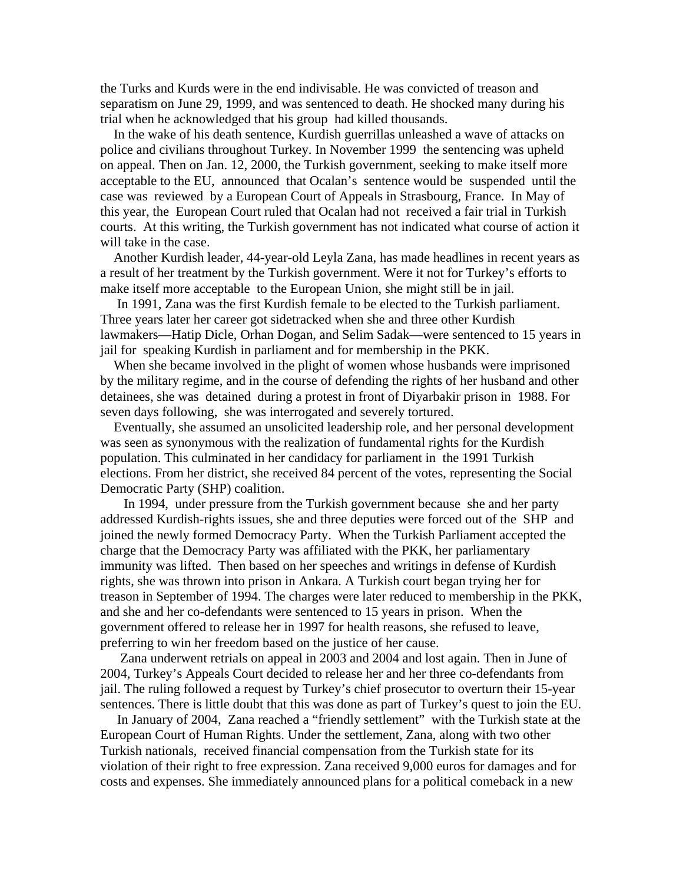the Turks and Kurds were in the end indivisable. He was convicted of treason and separatism on June 29, 1999, and was sentenced to death. He shocked many during his trial when he acknowledged that his group had killed thousands.

In the wake of his death sentence, Kurdish guerrillas unleashed a wave of attacks on police and civilians throughout Turkey. In November 1999 the sentencing was upheld on appeal. Then on Jan. 12, 2000, the Turkish government, seeking to make itself more acceptable to the EU, announced that Ocalan's sentence would be suspended until the case was reviewed by a European Court of Appeals in Strasbourg, France. In May of this year, the European Court ruled that Ocalan had not received a fair trial in Turkish courts. At this writing, the Turkish government has not indicated what course of action it will take in the case.

Another Kurdish leader, 44-year-old Leyla Zana, has made headlines in recent years as a result of her treatment by the Turkish government. Were it not for Turkey's efforts to make itself more acceptable to the European Union, she might still be in jail.

In 1991, Zana was the first Kurdish female to be elected to the Turkish parliament. Three years later her career got sidetracked when she and three other Kurdish lawmakers—Hatip Dicle, Orhan Dogan, and Selim Sadak—were sentenced to 15 years in jail for speaking Kurdish in parliament and for membership in the PKK.

When she became involved in the plight of women whose husbands were imprisoned by the military regime, and in the course of defending the rights of her husband and other detainees, she was detained during a protest in front of Diyarbakir prison in 1988. For seven days following, she was interrogated and severely tortured.

Eventually, she assumed an unsolicited leadership role, and her personal development was seen as synonymous with the realization of fundamental rights for the Kurdish population. This culminated in her candidacy for parliament in the 1991 Turkish elections. From her district, she received 84 percent of the votes, representing the Social Democratic Party (SHP) coalition.

In 1994, under pressure from the Turkish government because she and her party addressed Kurdish-rights issues, she and three deputies were forced out of the SHP and joined the newly formed Democracy Party. When the Turkish Parliament accepted the charge that the Democracy Party was affiliated with the PKK, her parliamentary immunity was lifted. Then based on her speeches and writings in defense of Kurdish rights, she was thrown into prison in Ankara. A Turkish court began trying her for treason in September of 1994. The charges were later reduced to membership in the PKK, and she and her co-defendants were sentenced to 15 years in prison. When the government offered to release her in 1997 for health reasons, she refused to leave, preferring to win her freedom based on the justice of her cause.

Zana underwent retrials on appeal in 2003 and 2004 and lost again. Then in June of 2004, Turkey's Appeals Court decided to release her and her three co-defendants from jail. The ruling followed a request by Turkey's chief prosecutor to overturn their 15-year sentences. There is little doubt that this was done as part of Turkey's quest to join the EU.

In January of 2004, Zana reached a "friendly settlement" with the Turkish state at the European Court of Human Rights. Under the settlement, Zana, along with two other Turkish nationals, received financial compensation from the Turkish state for its violation of their right to free expression. Zana received 9,000 euros for damages and for costs and expenses. She immediately announced plans for a political comeback in a new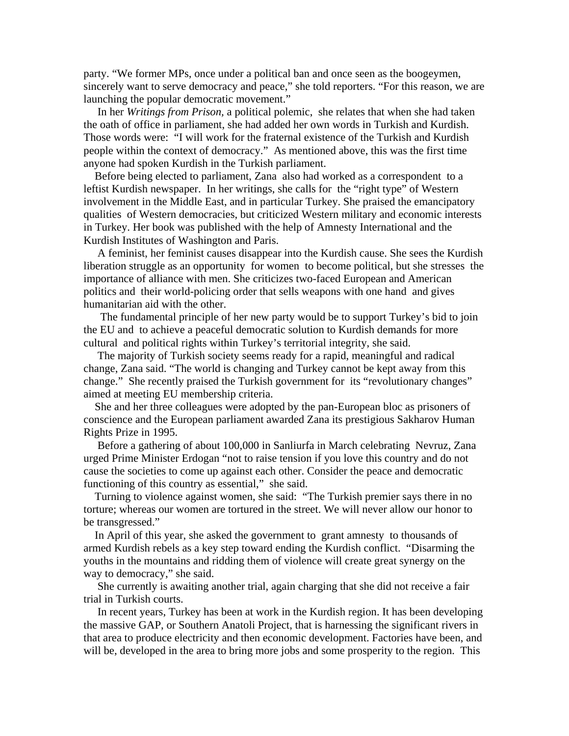party. "We former MPs, once under a political ban and once seen as the boogeymen, sincerely want to serve democracy and peace," she told reporters. "For this reason, we are launching the popular democratic movement."

In her *Writings from Prison,* a political polemic, she relates that when she had taken the oath of office in parliament, she had added her own words in Turkish and Kurdish. Those words were: "I will work for the fraternal existence of the Turkish and Kurdish people within the context of democracy." As mentioned above, this was the first time anyone had spoken Kurdish in the Turkish parliament.

Before being elected to parliament, Zana also had worked as a correspondent to a leftist Kurdish newspaper. In her writings, she calls for the "right type" of Western involvement in the Middle East, and in particular Turkey. She praised the emancipatory qualities of Western democracies, but criticized Western military and economic interests in Turkey. Her book was published with the help of Amnesty International and the Kurdish Institutes of Washington and Paris.

A feminist, her feminist causes disappear into the Kurdish cause. She sees the Kurdish liberation struggle as an opportunity for women to become political, but she stresses the importance of alliance with men. She criticizes two-faced European and American politics and their world-policing order that sells weapons with one hand and gives humanitarian aid with the other.

The fundamental principle of her new party would be to support Turkey's bid to join the EU and to achieve a peaceful democratic solution to Kurdish demands for more cultural and political rights within Turkey's territorial integrity, she said.

The majority of Turkish society seems ready for a rapid, meaningful and radical change, Zana said. "The world is changing and Turkey cannot be kept away from this change." She recently praised the Turkish government for its "revolutionary changes" aimed at meeting EU membership criteria.

She and her three colleagues were adopted by the pan-European bloc as prisoners of conscience and the European parliament awarded Zana its prestigious Sakharov Human Rights Prize in 1995.

Before a gathering of about 100,000 in Sanliurfa in March celebrating Nevruz, Zana urged Prime Minister Erdogan "not to raise tension if you love this country and do not cause the societies to come up against each other. Consider the peace and democratic functioning of this country as essential," she said.

Turning to violence against women, she said: "The Turkish premier says there in no torture; whereas our women are tortured in the street. We will never allow our honor to be transgressed."

In April of this year, she asked the government to grant amnesty to thousands of armed Kurdish rebels as a key step toward ending the Kurdish conflict. "Disarming the youths in the mountains and ridding them of violence will create great synergy on the way to democracy," she said.

She currently is awaiting another trial, again charging that she did not receive a fair trial in Turkish courts.

In recent years, Turkey has been at work in the Kurdish region. It has been developing the massive GAP, or Southern Anatoli Project, that is harnessing the significant rivers in that area to produce electricity and then economic development. Factories have been, and will be, developed in the area to bring more jobs and some prosperity to the region. This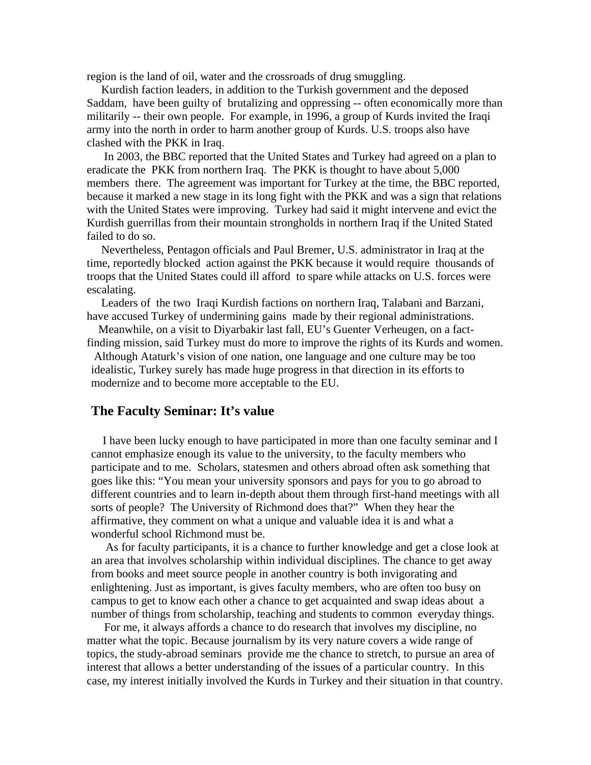region is the land of oil, water and the crossroads of drug smuggling.

Kurdish faction leaders, in addition to the Turkish government and the deposed Saddam, have been guilty of brutalizing and oppressing -- often economically more than militarily -- their own people. For example, in 1996, a group of Kurds invited the Iraqi army into the north in order to harm another group of Kurds. U.S. troops also have clashed with the PKK in Iraq.

In 2003, the BBC reported that the United States and Turkey had agreed on a plan to eradicate the PKK from northern Iraq. The PKK is thought to have about 5,000 members there. The agreement was important for Turkey at the time, the BBC reported, because it marked a new stage in its long fight with the PKK and was a sign that relations with the United States were improving. Turkey had said it might intervene and evict the Kurdish guerrillas from their mountain strongholds in northern Iraq if the United Stated failed to do so.

Nevertheless, Pentagon officials and Paul Bremer, U.S. administrator in Iraq at the time, reportedly blocked action against the PKK because it would require thousands of troops that the United States could ill afford to spare while attacks on U.S. forces were escalating.

Leaders of the two Iraqi Kurdish factions on northern Iraq, Talabani and Barzani, have accused Turkey of undermining gains made by their regional administrations.

Meanwhile, on a visit to Diyarbakir last fall, EU's Guenter Verheugen, on a fact-finding mission, said Turkey must do more to improve the rights of its Kurds and women.

Although Ataturk's vision of one nation, one language and one culture may be too idealistic, Turkey surely has made huge progress in that direction in its efforts to modernize and to become more acceptable to the EU.

## The Faculty Seminar: It's value

I have been lucky enough to have participated in more than one faculty seminar and I cannot emphasize enough its value to the university, to the faculty members who participate and to me. Scholars, statesmen and others abroad often ask something that goes like this: "You mean your university sponsors and pays for you to go abroad to different countries and to learn in-depth about them through first-hand meetings with all sorts of people? The University of Richmond does that?" When they hear the affirmative, they comment on what a unique and valuable idea it is and what a wonderful school Richmond must be.

As for faculty participants, it is a chance to further knowledge and get a close look at an area that involves scholarship within individual disciplines. The chance to get away from books and meet source people in another country is both invigorating and enlightening. Just as important, is gives faculty members, who are often too busy on campus to get to know each other a chance to get acquainted and swap ideas about a number of things from scholarship, teaching and students to common everyday things.

For me, it always affords a chance to do research that involves my discipline, no matter what the topic. Because journalism by its very nature covers a wide range of topics, the study-abroad seminars provide me the chance to stretch, to pursue an area of interest that allows a better understanding of the issues of a particular country. In this case, my interest initially involved the Kurds in Turkey and their situation in that country.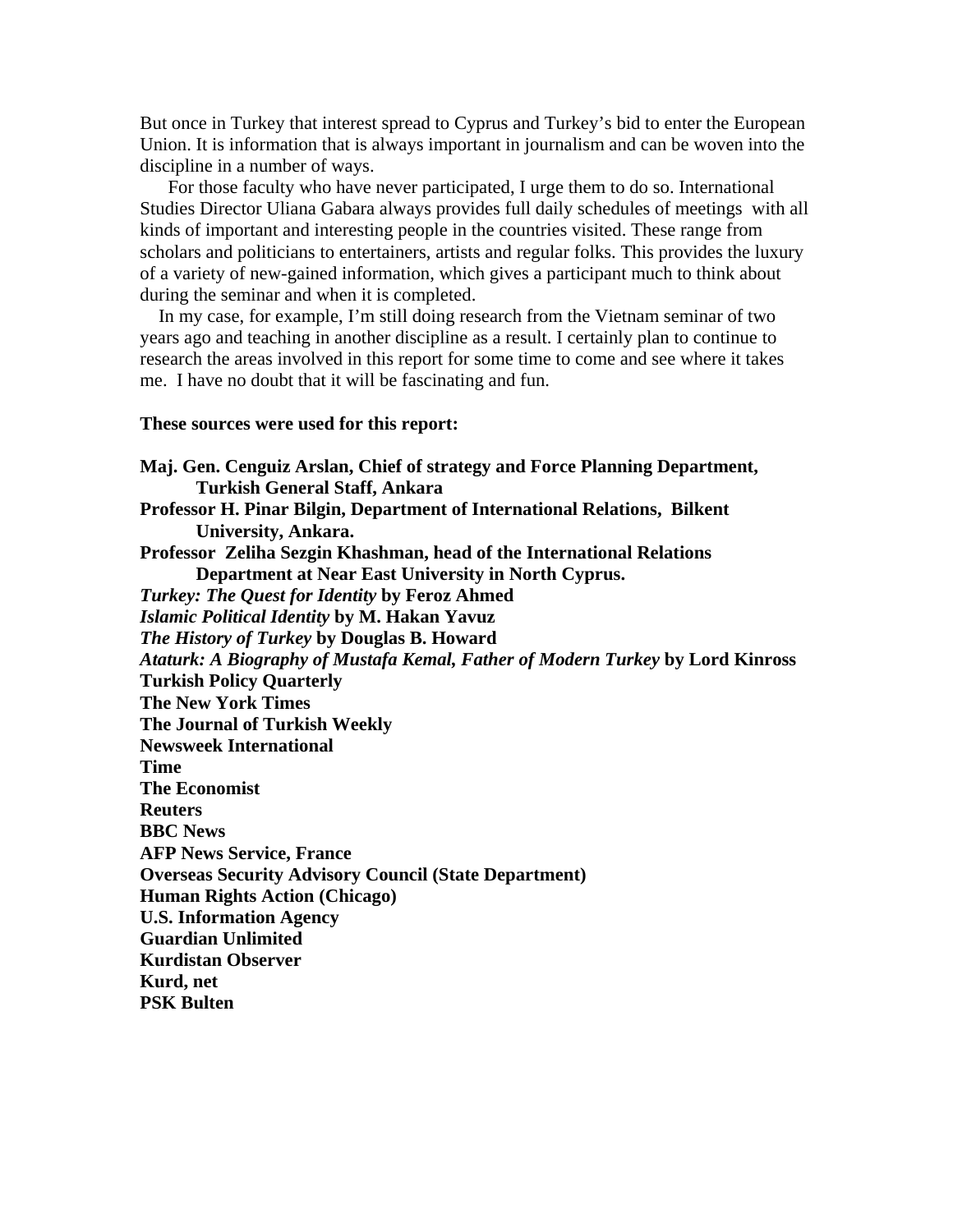But once in Turkey that interest spread to Cyprus and Turkey's bid to enter the European Union. It is information that is always important in journalism and can be woven into the discipline in a number of ways.

For those faculty who have never participated, I urge them to do so. International Studies Director Uliana Gabara always provides full daily schedules of meetings with all kinds of important and interesting people in the countries visited. These range from scholars and politicians to entertainers, artists and regular folks. This provides the luxury of a variety of new-gained information, which gives a participant much to think about during the seminar and when it is completed.

In my case, for example, I'm still doing research from the Vietnam seminar of two years ago and teaching in another discipline as a result. I certainly plan to continue to research the areas involved in this report for some time to come and see where it takes me. I have no doubt that it will be fascinating and fun.

**These sources were used for this report:**

**Maj. Gen. Cenguiz Arslan, Chief of strategy and Force Planning Department, Turkish General Staff, Ankara**
**Professor H. Pinar Bilgin, Department of International Relations, Bilkent University, Ankara.**
**Professor Zeliha Sezgin Khashman, head of the International Relations Department at Near East University in North Cyprus.**
***Turkey: The Quest for Identity* by Feroz Ahmed**
***Islamic Political Identity* by M. Hakan Yavuz**
***The History of Turkey* by Douglas B. Howard**
***Ataturk: A Biography of Mustafa Kemal, Father of Modern Turkey* by Lord Kinross**
**Turkish Policy Quarterly**
**The New York Times**
**The Journal of Turkish Weekly**
**Newsweek International**
**Time**
**The Economist**
**Reuters**
**BBC News**
**AFP News Service, France**
**Overseas Security Advisory Council (State Department)**
**Human Rights Action (Chicago)**
**U.S. Information Agency**
**Guardian Unlimited**
**Kurdistan Observer**
**Kurd, net**
**PSK Bulten**